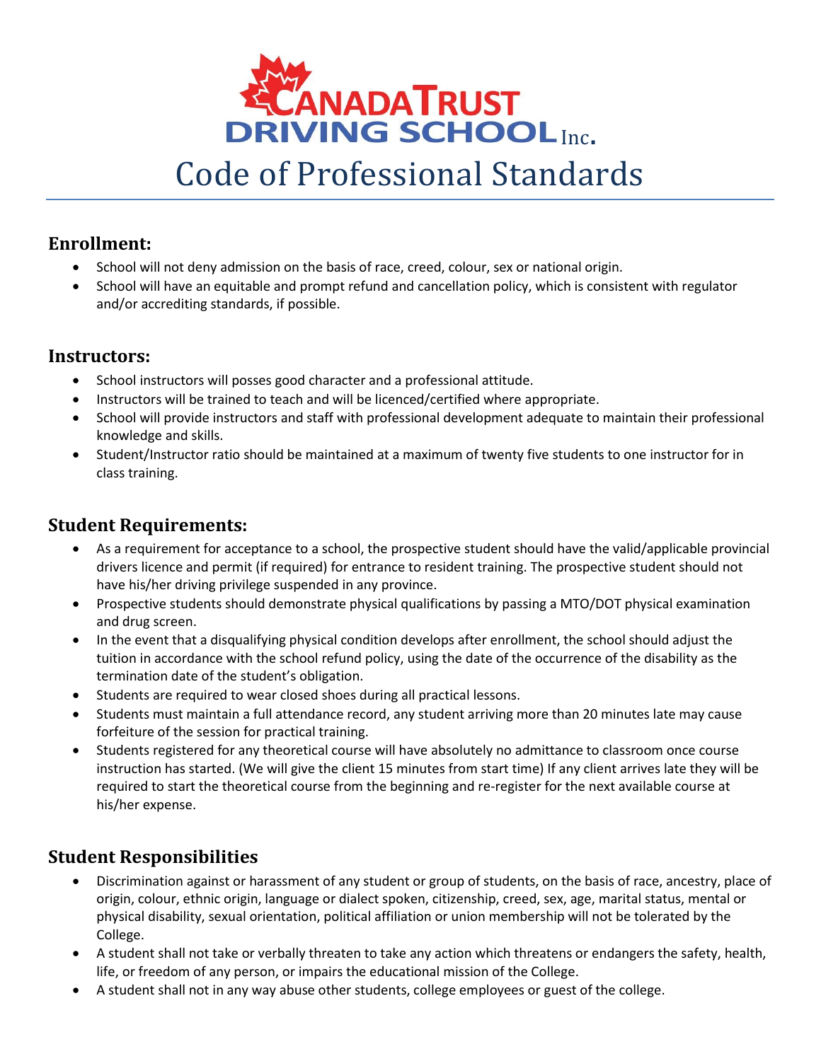# CANADA TRUST DRIVING SCHOOL Inc.

# Code of Professional Standards

## Enrollment:

- School will not deny admission on the basis of race, creed, colour, sex or national origin.
- School will have an equitable and prompt refund and cancellation policy, which is consistent with regulator and/or accrediting standards, if possible.

## Instructors:

- School instructors will posses good character and a professional attitude.
- Instructors will be trained to teach and will be licenced/certified where appropriate.
- School will provide instructors and staff with professional development adequate to maintain their professional knowledge and skills.
- Student/Instructor ratio should be maintained at a maximum of twenty five students to one instructor for in class training.

## Student Requirements:

- As a requirement for acceptance to a school, the prospective student should have the valid/applicable provincial drivers licence and permit (if required) for entrance to resident training. The prospective student should not have his/her driving privilege suspended in any province.
- Prospective students should demonstrate physical qualifications by passing a MTO/DOT physical examination and drug screen.
- In the event that a disqualifying physical condition develops after enrollment, the school should adjust the tuition in accordance with the school refund policy, using the date of the occurrence of the disability as the termination date of the student's obligation.
- Students are required to wear closed shoes during all practical lessons.
- Students must maintain a full attendance record, any student arriving more than 20 minutes late may cause forfeiture of the session for practical training.
- Students registered for any theoretical course will have absolutely no admittance to classroom once course instruction has started. (We will give the client 15 minutes from start time) If any client arrives late they will be required to start the theoretical course from the beginning and re-register for the next available course at his/her expense.

## Student Responsibilities

- Discrimination against or harassment of any student or group of students, on the basis of race, ancestry, place of origin, colour, ethnic origin, language or dialect spoken, citizenship, creed, sex, age, marital status, mental or physical disability, sexual orientation, political affiliation or union membership will not be tolerated by the College.
- A student shall not take or verbally threaten to take any action which threatens or endangers the safety, health, life, or freedom of any person, or impairs the educational mission of the College.
- A student shall not in any way abuse other students, college employees or guest of the college.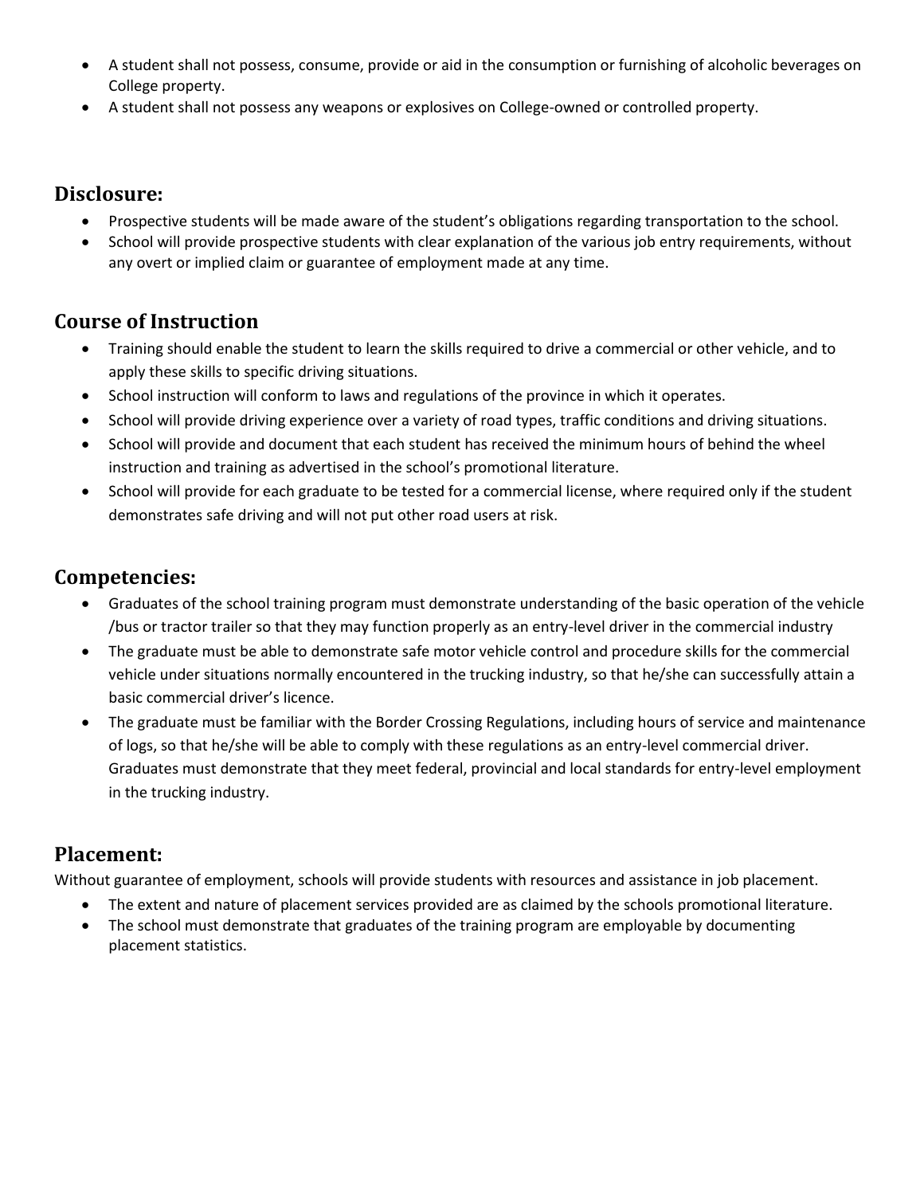- A student shall not possess, consume, provide or aid in the consumption or furnishing of alcoholic beverages on College property.
- A student shall not possess any weapons or explosives on College-owned or controlled property.

## Disclosure:

- Prospective students will be made aware of the student's obligations regarding transportation to the school.
- School will provide prospective students with clear explanation of the various job entry requirements, without any overt or implied claim or guarantee of employment made at any time.

## Course of Instruction

- Training should enable the student to learn the skills required to drive a commercial or other vehicle, and to apply these skills to specific driving situations.
- School instruction will conform to laws and regulations of the province in which it operates.
- School will provide driving experience over a variety of road types, traffic conditions and driving situations.
- School will provide and document that each student has received the minimum hours of behind the wheel instruction and training as advertised in the school's promotional literature.
- School will provide for each graduate to be tested for a commercial license, where required only if the student demonstrates safe driving and will not put other road users at risk.

## Competencies:

- Graduates of the school training program must demonstrate understanding of the basic operation of the vehicle /bus or tractor trailer so that they may function properly as an entry-level driver in the commercial industry
- The graduate must be able to demonstrate safe motor vehicle control and procedure skills for the commercial vehicle under situations normally encountered in the trucking industry, so that he/she can successfully attain a basic commercial driver's licence.
- The graduate must be familiar with the Border Crossing Regulations, including hours of service and maintenance of logs, so that he/she will be able to comply with these regulations as an entry-level commercial driver. Graduates must demonstrate that they meet federal, provincial and local standards for entry-level employment in the trucking industry.

## Placement:

Without guarantee of employment, schools will provide students with resources and assistance in job placement.

- The extent and nature of placement services provided are as claimed by the schools promotional literature.
- The school must demonstrate that graduates of the training program are employable by documenting placement statistics.